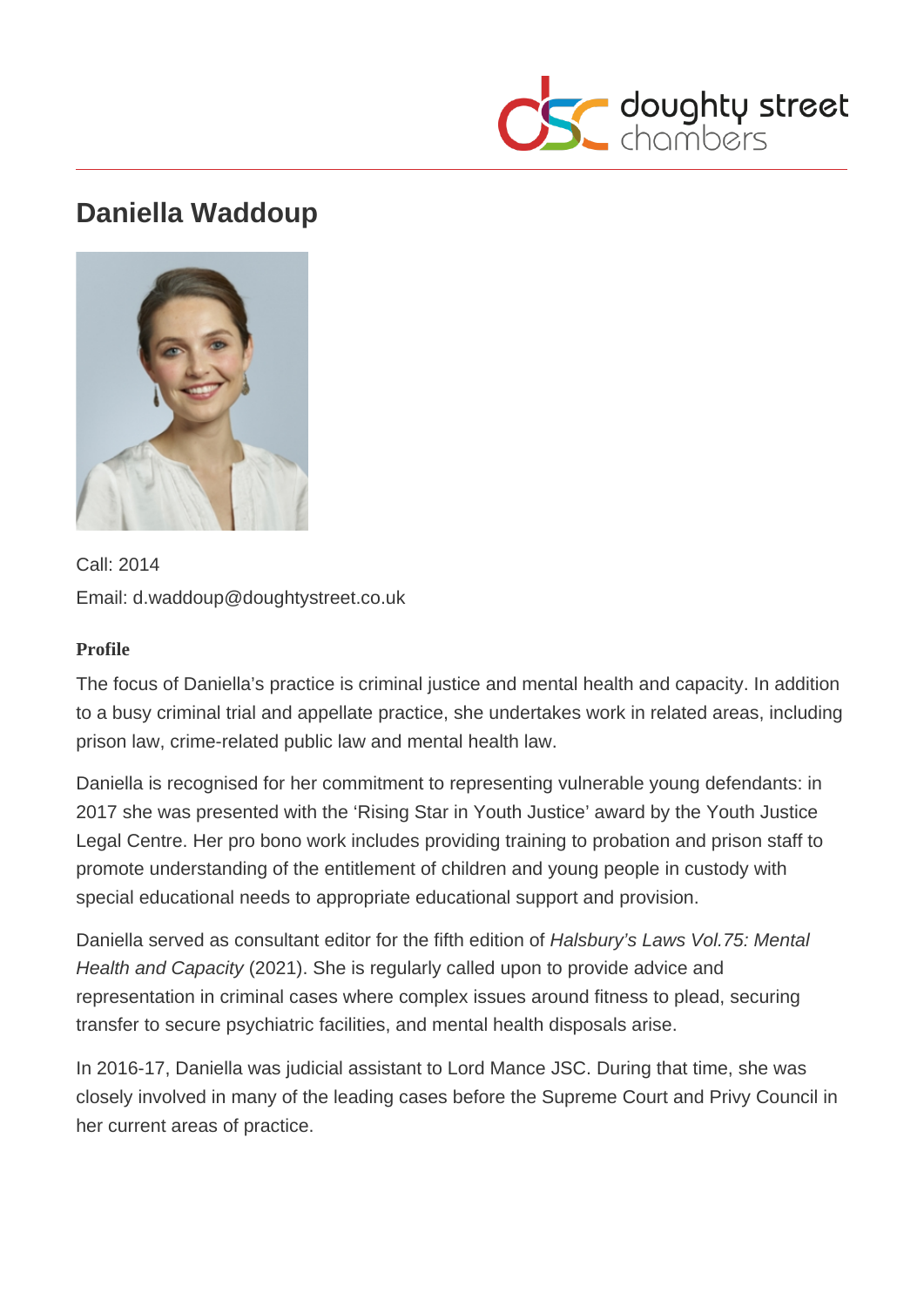# Daniella Waddoup

Call: 2014
Email: d.waddoup@doughtystreet.co.uk

**Profile**

The focus of Daniella's practice is criminal justice and mental health and capacity. In addition to a busy criminal trial and appellate practice, she undertakes work in related areas, including prison law, crime-related public law and mental health law.

Daniella is recognised for her commitment to representing vulnerable young defendants: in 2017 she was presented with the 'Rising Star in Youth Justice' award by the Youth Justice Legal Centre. Her pro bono work includes providing training to probation and prison staff to promote understanding of the entitlement of children and young people in custody with special educational needs to appropriate educational support and provision.

Daniella served as consultant editor for the fifth edition of *Halsbury's Laws Vol.75: Mental Health and Capacity* (2021). She is regularly called upon to provide advice and representation in criminal cases where complex issues around fitness to plead, securing transfer to secure psychiatric facilities, and mental health disposals arise.

In 2016-17, Daniella was judicial assistant to Lord Mance JSC. During that time, she was closely involved in many of the leading cases before the Supreme Court and Privy Council in her current areas of practice.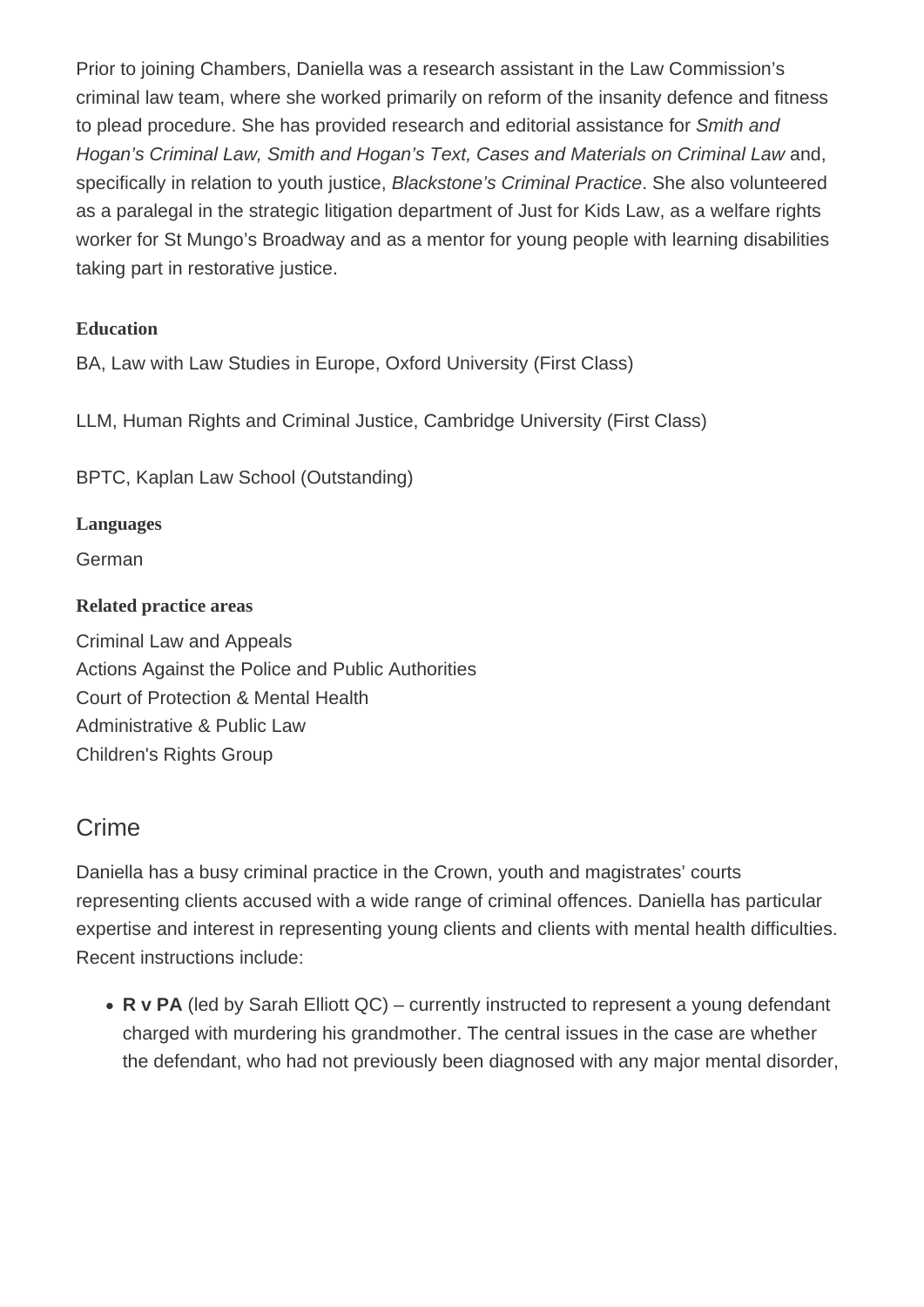Prior to joining Chambers, Daniella was a research assistant in the Law Commission's criminal law team, where she worked primarily on reform of the insanity defence and fitness to plead procedure. She has provided research and editorial assistance for *Smith and Hogan's Criminal Law, Smith and Hogan's Text, Cases and Materials on Criminal Law* and, specifically in relation to youth justice, *Blackstone's Criminal Practice*. She also volunteered as a paralegal in the strategic litigation department of Just for Kids Law, as a welfare rights worker for St Mungo's Broadway and as a mentor for young people with learning disabilities taking part in restorative justice.

**Education**

BA, Law with Law Studies in Europe, Oxford University (First Class)

LLM, Human Rights and Criminal Justice, Cambridge University (First Class)

BPTC, Kaplan Law School (Outstanding)

**Languages**

German

**Related practice areas**

Criminal Law and Appeals
Actions Against the Police and Public Authorities
Court of Protection & Mental Health
Administrative & Public Law
Children's Rights Group

## Crime

Daniella has a busy criminal practice in the Crown, youth and magistrates' courts representing clients accused with a wide range of criminal offences. Daniella has particular expertise and interest in representing young clients and clients with mental health difficulties. Recent instructions include:

- **R v PA** (led by Sarah Elliott QC) – currently instructed to represent a young defendant charged with murdering his grandmother. The central issues in the case are whether the defendant, who had not previously been diagnosed with any major mental disorder,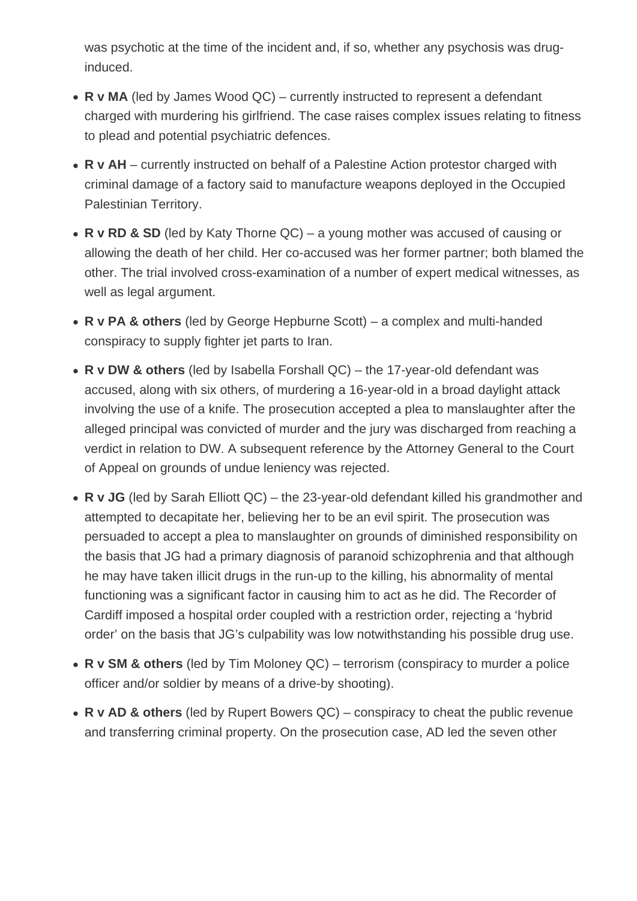was psychotic at the time of the incident and, if so, whether any psychosis was drug-induced.

- **R v MA** (led by James Wood QC) – currently instructed to represent a defendant charged with murdering his girlfriend. The case raises complex issues relating to fitness to plead and potential psychiatric defences.
- **R v AH** – currently instructed on behalf of a Palestine Action protestor charged with criminal damage of a factory said to manufacture weapons deployed in the Occupied Palestinian Territory.
- **R v RD & SD** (led by Katy Thorne QC) – a young mother was accused of causing or allowing the death of her child. Her co-accused was her former partner; both blamed the other. The trial involved cross-examination of a number of expert medical witnesses, as well as legal argument.
- **R v PA & others** (led by George Hepburne Scott) – a complex and multi-handed conspiracy to supply fighter jet parts to Iran.
- **R v DW & others** (led by Isabella Forshall QC) – the 17-year-old defendant was accused, along with six others, of murdering a 16-year-old in a broad daylight attack involving the use of a knife. The prosecution accepted a plea to manslaughter after the alleged principal was convicted of murder and the jury was discharged from reaching a verdict in relation to DW. A subsequent reference by the Attorney General to the Court of Appeal on grounds of undue leniency was rejected.
- **R v JG** (led by Sarah Elliott QC) – the 23-year-old defendant killed his grandmother and attempted to decapitate her, believing her to be an evil spirit. The prosecution was persuaded to accept a plea to manslaughter on grounds of diminished responsibility on the basis that JG had a primary diagnosis of paranoid schizophrenia and that although he may have taken illicit drugs in the run-up to the killing, his abnormality of mental functioning was a significant factor in causing him to act as he did. The Recorder of Cardiff imposed a hospital order coupled with a restriction order, rejecting a 'hybrid order' on the basis that JG's culpability was low notwithstanding his possible drug use.
- **R v SM & others** (led by Tim Moloney QC) – terrorism (conspiracy to murder a police officer and/or soldier by means of a drive-by shooting).
- **R v AD & others** (led by Rupert Bowers QC) – conspiracy to cheat the public revenue and transferring criminal property. On the prosecution case, AD led the seven other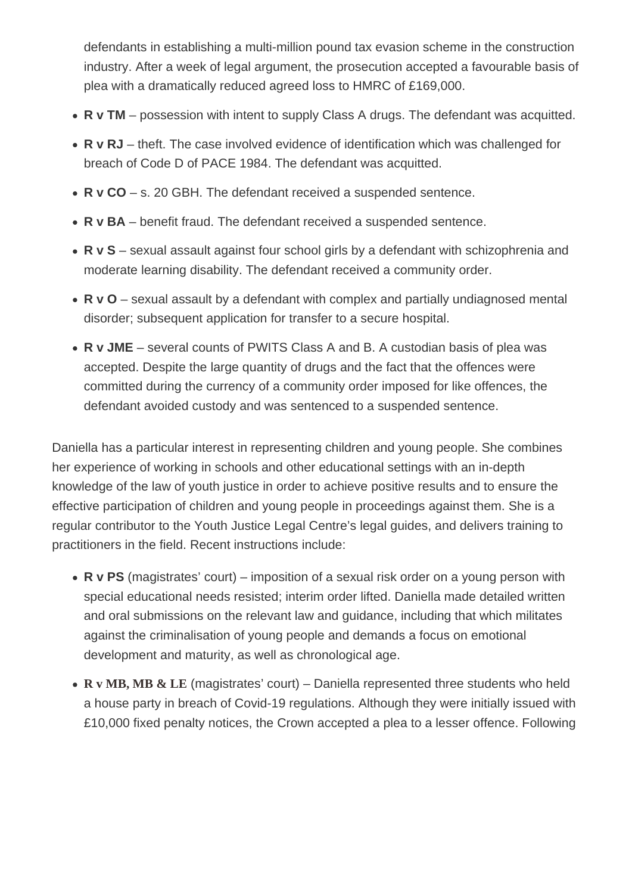defendants in establishing a multi-million pound tax evasion scheme in the construction industry. After a week of legal argument, the prosecution accepted a favourable basis of plea with a dramatically reduced agreed loss to HMRC of £169,000.

- **R v TM** – possession with intent to supply Class A drugs. The defendant was acquitted.
- **R v RJ** – theft. The case involved evidence of identification which was challenged for breach of Code D of PACE 1984. The defendant was acquitted.
- **R v CO** – s. 20 GBH. The defendant received a suspended sentence.
- **R v BA** – benefit fraud. The defendant received a suspended sentence.
- **R v S** – sexual assault against four school girls by a defendant with schizophrenia and moderate learning disability. The defendant received a community order.
- **R v O** – sexual assault by a defendant with complex and partially undiagnosed mental disorder; subsequent application for transfer to a secure hospital.
- **R v JME** – several counts of PWITS Class A and B. A custodian basis of plea was accepted. Despite the large quantity of drugs and the fact that the offences were committed during the currency of a community order imposed for like offences, the defendant avoided custody and was sentenced to a suspended sentence.

Daniella has a particular interest in representing children and young people. She combines her experience of working in schools and other educational settings with an in-depth knowledge of the law of youth justice in order to achieve positive results and to ensure the effective participation of children and young people in proceedings against them. She is a regular contributor to the Youth Justice Legal Centre's legal guides, and delivers training to practitioners in the field. Recent instructions include:

- **R v PS** (magistrates' court) – imposition of a sexual risk order on a young person with special educational needs resisted; interim order lifted. Daniella made detailed written and oral submissions on the relevant law and guidance, including that which militates against the criminalisation of young people and demands a focus on emotional development and maturity, as well as chronological age.
- **R v MB, MB & LE** (magistrates' court) – Daniella represented three students who held a house party in breach of Covid-19 regulations. Although they were initially issued with £10,000 fixed penalty notices, the Crown accepted a plea to a lesser offence. Following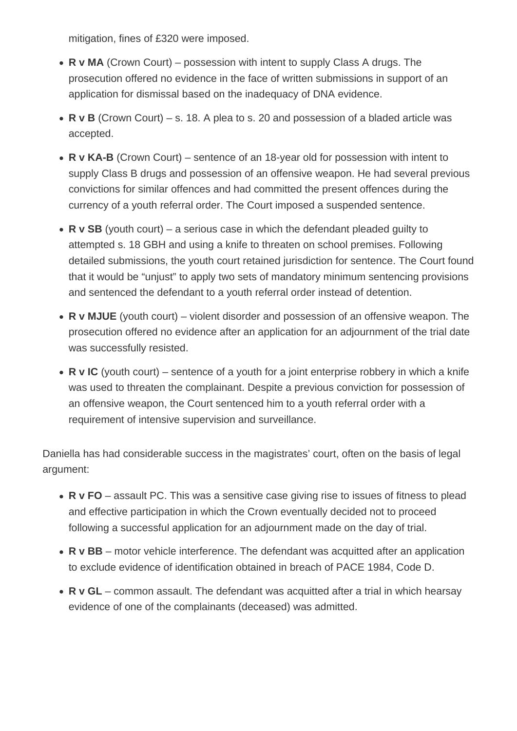mitigation, fines of £320 were imposed.

- **R v MA** (Crown Court) – possession with intent to supply Class A drugs. The prosecution offered no evidence in the face of written submissions in support of an application for dismissal based on the inadequacy of DNA evidence.
- **R v B** (Crown Court) – s. 18. A plea to s. 20 and possession of a bladed article was accepted.
- **R v KA-B** (Crown Court) – sentence of an 18-year old for possession with intent to supply Class B drugs and possession of an offensive weapon. He had several previous convictions for similar offences and had committed the present offences during the currency of a youth referral order. The Court imposed a suspended sentence.
- **R v SB** (youth court) – a serious case in which the defendant pleaded guilty to attempted s. 18 GBH and using a knife to threaten on school premises. Following detailed submissions, the youth court retained jurisdiction for sentence. The Court found that it would be "unjust" to apply two sets of mandatory minimum sentencing provisions and sentenced the defendant to a youth referral order instead of detention.
- **R v MJUE** (youth court) – violent disorder and possession of an offensive weapon. The prosecution offered no evidence after an application for an adjournment of the trial date was successfully resisted.
- **R v IC** (youth court) – sentence of a youth for a joint enterprise robbery in which a knife was used to threaten the complainant. Despite a previous conviction for possession of an offensive weapon, the Court sentenced him to a youth referral order with a requirement of intensive supervision and surveillance.

Daniella has had considerable success in the magistrates' court, often on the basis of legal argument:

- **R v FO** – assault PC. This was a sensitive case giving rise to issues of fitness to plead and effective participation in which the Crown eventually decided not to proceed following a successful application for an adjournment made on the day of trial.
- **R v BB** – motor vehicle interference. The defendant was acquitted after an application to exclude evidence of identification obtained in breach of PACE 1984, Code D.
- **R v GL** – common assault. The defendant was acquitted after a trial in which hearsay evidence of one of the complainants (deceased) was admitted.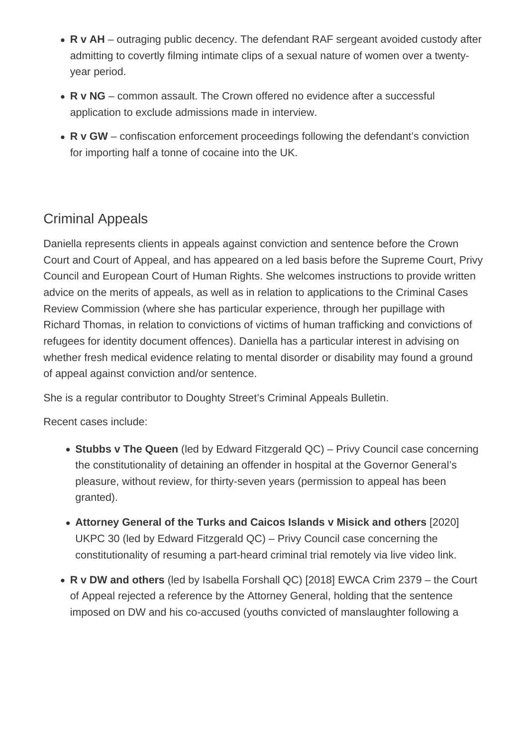- **R v AH** – outraging public decency. The defendant RAF sergeant avoided custody after admitting to covertly filming intimate clips of a sexual nature of women over a twenty-year period.
- **R v NG** – common assault. The Crown offered no evidence after a successful application to exclude admissions made in interview.
- **R v GW** – confiscation enforcement proceedings following the defendant's conviction for importing half a tonne of cocaine into the UK.

## Criminal Appeals

Daniella represents clients in appeals against conviction and sentence before the Crown Court and Court of Appeal, and has appeared on a led basis before the Supreme Court, Privy Council and European Court of Human Rights. She welcomes instructions to provide written advice on the merits of appeals, as well as in relation to applications to the Criminal Cases Review Commission (where she has particular experience, through her pupillage with Richard Thomas, in relation to convictions of victims of human trafficking and convictions of refugees for identity document offences). Daniella has a particular interest in advising on whether fresh medical evidence relating to mental disorder or disability may found a ground of appeal against conviction and/or sentence.

She is a regular contributor to Doughty Street's Criminal Appeals Bulletin.

Recent cases include:

- **Stubbs v The Queen** (led by Edward Fitzgerald QC) – Privy Council case concerning the constitutionality of detaining an offender in hospital at the Governor General's pleasure, without review, for thirty-seven years (permission to appeal has been granted).
- **Attorney General of the Turks and Caicos Islands v Misick and others** [2020] UKPC 30 (led by Edward Fitzgerald QC) – Privy Council case concerning the constitutionality of resuming a part-heard criminal trial remotely via live video link.
- **R v DW and others** (led by Isabella Forshall QC) [2018] EWCA Crim 2379 – the Court of Appeal rejected a reference by the Attorney General, holding that the sentence imposed on DW and his co-accused (youths convicted of manslaughter following a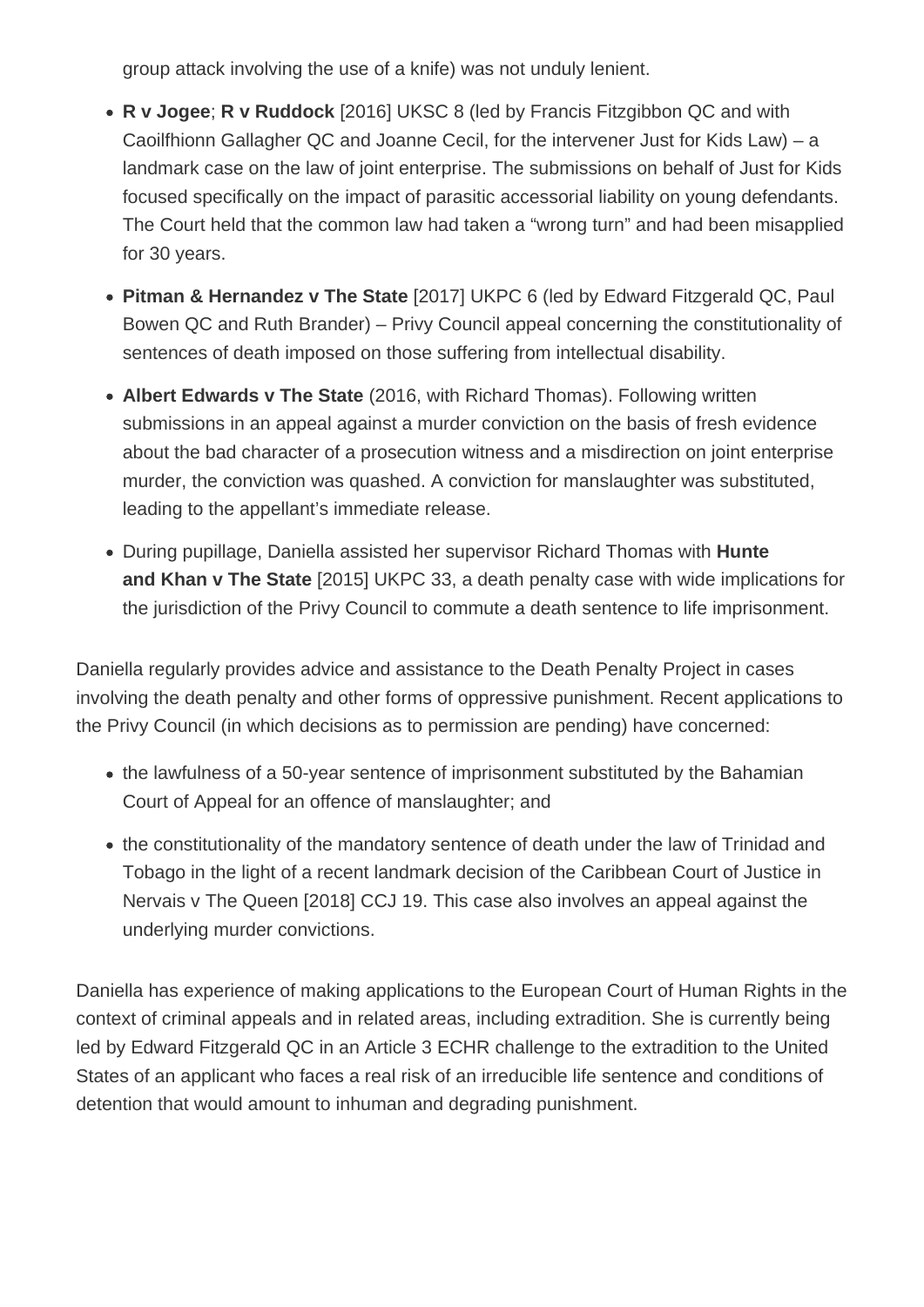group attack involving the use of a knife) was not unduly lenient.

- **R v Jogee**; **R v Ruddock** [2016] UKSC 8 (led by Francis Fitzgibbon QC and with Caoilfhionn Gallagher QC and Joanne Cecil, for the intervener Just for Kids Law) – a landmark case on the law of joint enterprise. The submissions on behalf of Just for Kids focused specifically on the impact of parasitic accessorial liability on young defendants. The Court held that the common law had taken a "wrong turn" and had been misapplied for 30 years.
- **Pitman & Hernandez v The State** [2017] UKPC 6 (led by Edward Fitzgerald QC, Paul Bowen QC and Ruth Brander) – Privy Council appeal concerning the constitutionality of sentences of death imposed on those suffering from intellectual disability.
- **Albert Edwards v The State** (2016, with Richard Thomas). Following written submissions in an appeal against a murder conviction on the basis of fresh evidence about the bad character of a prosecution witness and a misdirection on joint enterprise murder, the conviction was quashed. A conviction for manslaughter was substituted, leading to the appellant's immediate release.
- During pupillage, Daniella assisted her supervisor Richard Thomas with **Hunte and Khan v The State** [2015] UKPC 33, a death penalty case with wide implications for the jurisdiction of the Privy Council to commute a death sentence to life imprisonment.

Daniella regularly provides advice and assistance to the Death Penalty Project in cases involving the death penalty and other forms of oppressive punishment. Recent applications to the Privy Council (in which decisions as to permission are pending) have concerned:

- the lawfulness of a 50-year sentence of imprisonment substituted by the Bahamian Court of Appeal for an offence of manslaughter; and
- the constitutionality of the mandatory sentence of death under the law of Trinidad and Tobago in the light of a recent landmark decision of the Caribbean Court of Justice in Nervais v The Queen [2018] CCJ 19. This case also involves an appeal against the underlying murder convictions.

Daniella has experience of making applications to the European Court of Human Rights in the context of criminal appeals and in related areas, including extradition. She is currently being led by Edward Fitzgerald QC in an Article 3 ECHR challenge to the extradition to the United States of an applicant who faces a real risk of an irreducible life sentence and conditions of detention that would amount to inhuman and degrading punishment.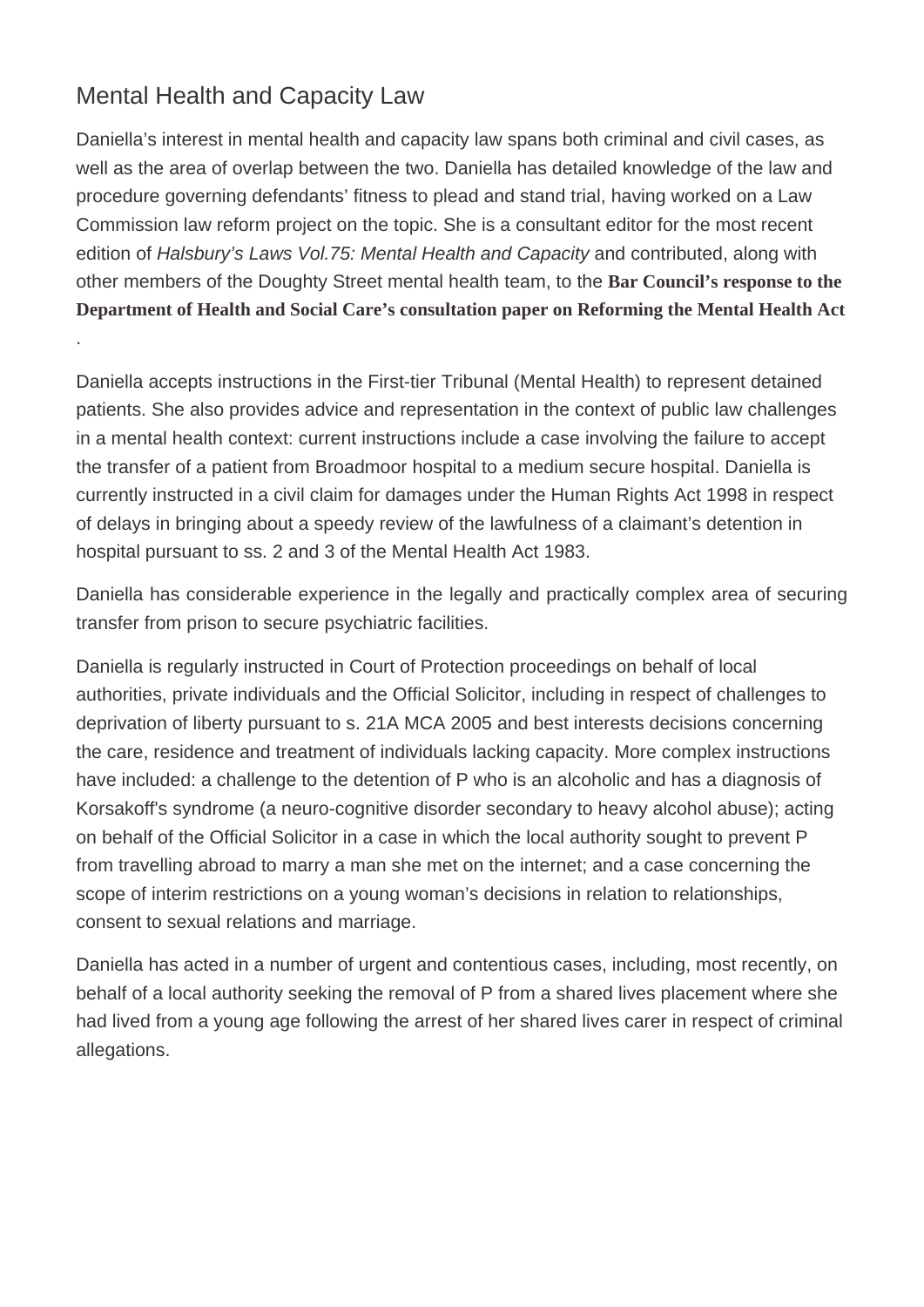## Mental Health and Capacity Law

Daniella's interest in mental health and capacity law spans both criminal and civil cases, as well as the area of overlap between the two. Daniella has detailed knowledge of the law and procedure governing defendants' fitness to plead and stand trial, having worked on a Law Commission law reform project on the topic. She is a consultant editor for the most recent edition of *Halsbury's Laws Vol.75: Mental Health and Capacity* and contributed, along with other members of the Doughty Street mental health team, to the **Bar Council's response to the Department of Health and Social Care's consultation paper on Reforming the Mental Health Act**.

Daniella accepts instructions in the First-tier Tribunal (Mental Health) to represent detained patients. She also provides advice and representation in the context of public law challenges in a mental health context: current instructions include a case involving the failure to accept the transfer of a patient from Broadmoor hospital to a medium secure hospital. Daniella is currently instructed in a civil claim for damages under the Human Rights Act 1998 in respect of delays in bringing about a speedy review of the lawfulness of a claimant's detention in hospital pursuant to ss. 2 and 3 of the Mental Health Act 1983.

Daniella has considerable experience in the legally and practically complex area of securing transfer from prison to secure psychiatric facilities.

Daniella is regularly instructed in Court of Protection proceedings on behalf of local authorities, private individuals and the Official Solicitor, including in respect of challenges to deprivation of liberty pursuant to s. 21A MCA 2005 and best interests decisions concerning the care, residence and treatment of individuals lacking capacity. More complex instructions have included: a challenge to the detention of P who is an alcoholic and has a diagnosis of Korsakoff's syndrome (a neuro-cognitive disorder secondary to heavy alcohol abuse); acting on behalf of the Official Solicitor in a case in which the local authority sought to prevent P from travelling abroad to marry a man she met on the internet; and a case concerning the scope of interim restrictions on a young woman's decisions in relation to relationships, consent to sexual relations and marriage.

Daniella has acted in a number of urgent and contentious cases, including, most recently, on behalf of a local authority seeking the removal of P from a shared lives placement where she had lived from a young age following the arrest of her shared lives carer in respect of criminal allegations.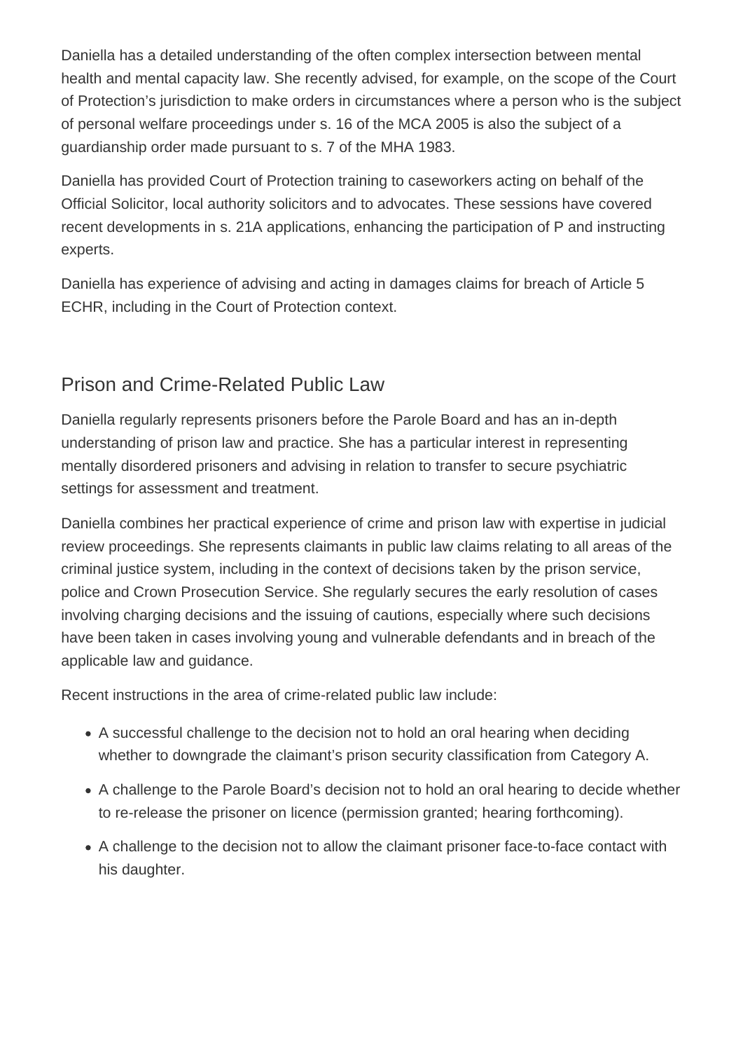Daniella has a detailed understanding of the often complex intersection between mental health and mental capacity law. She recently advised, for example, on the scope of the Court of Protection's jurisdiction to make orders in circumstances where a person who is the subject of personal welfare proceedings under s. 16 of the MCA 2005 is also the subject of a guardianship order made pursuant to s. 7 of the MHA 1983.

Daniella has provided Court of Protection training to caseworkers acting on behalf of the Official Solicitor, local authority solicitors and to advocates. These sessions have covered recent developments in s. 21A applications, enhancing the participation of P and instructing experts.

Daniella has experience of advising and acting in damages claims for breach of Article 5 ECHR, including in the Court of Protection context.

## Prison and Crime-Related Public Law

Daniella regularly represents prisoners before the Parole Board and has an in-depth understanding of prison law and practice. She has a particular interest in representing mentally disordered prisoners and advising in relation to transfer to secure psychiatric settings for assessment and treatment.

Daniella combines her practical experience of crime and prison law with expertise in judicial review proceedings. She represents claimants in public law claims relating to all areas of the criminal justice system, including in the context of decisions taken by the prison service, police and Crown Prosecution Service. She regularly secures the early resolution of cases involving charging decisions and the issuing of cautions, especially where such decisions have been taken in cases involving young and vulnerable defendants and in breach of the applicable law and guidance.

Recent instructions in the area of crime-related public law include:

- A successful challenge to the decision not to hold an oral hearing when deciding whether to downgrade the claimant's prison security classification from Category A.
- A challenge to the Parole Board's decision not to hold an oral hearing to decide whether to re-release the prisoner on licence (permission granted; hearing forthcoming).
- A challenge to the decision not to allow the claimant prisoner face-to-face contact with his daughter.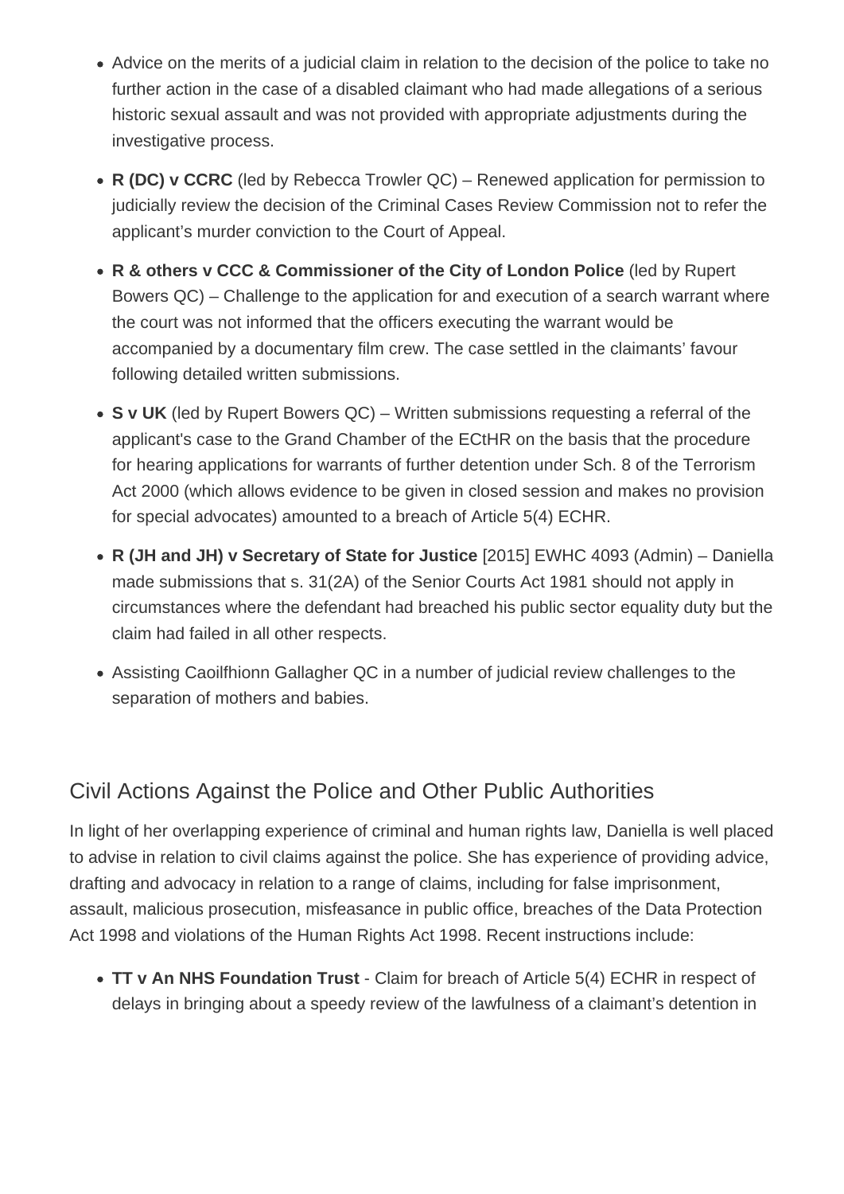- Advice on the merits of a judicial claim in relation to the decision of the police to take no further action in the case of a disabled claimant who had made allegations of a serious historic sexual assault and was not provided with appropriate adjustments during the investigative process.
- **R (DC) v CCRC** (led by Rebecca Trowler QC) – Renewed application for permission to judicially review the decision of the Criminal Cases Review Commission not to refer the applicant's murder conviction to the Court of Appeal.
- **R & others v CCC & Commissioner of the City of London Police** (led by Rupert Bowers QC) – Challenge to the application for and execution of a search warrant where the court was not informed that the officers executing the warrant would be accompanied by a documentary film crew. The case settled in the claimants' favour following detailed written submissions.
- **S v UK** (led by Rupert Bowers QC) – Written submissions requesting a referral of the applicant's case to the Grand Chamber of the ECtHR on the basis that the procedure for hearing applications for warrants of further detention under Sch. 8 of the Terrorism Act 2000 (which allows evidence to be given in closed session and makes no provision for special advocates) amounted to a breach of Article 5(4) ECHR.
- **R (JH and JH) v Secretary of State for Justice** [2015] EWHC 4093 (Admin) – Daniella made submissions that s. 31(2A) of the Senior Courts Act 1981 should not apply in circumstances where the defendant had breached his public sector equality duty but the claim had failed in all other respects.
- Assisting Caoilfhionn Gallagher QC in a number of judicial review challenges to the separation of mothers and babies.

## Civil Actions Against the Police and Other Public Authorities

In light of her overlapping experience of criminal and human rights law, Daniella is well placed to advise in relation to civil claims against the police. She has experience of providing advice, drafting and advocacy in relation to a range of claims, including for false imprisonment, assault, malicious prosecution, misfeasance in public office, breaches of the Data Protection Act 1998 and violations of the Human Rights Act 1998. Recent instructions include:

- **TT v An NHS Foundation Trust** - Claim for breach of Article 5(4) ECHR in respect of delays in bringing about a speedy review of the lawfulness of a claimant's detention in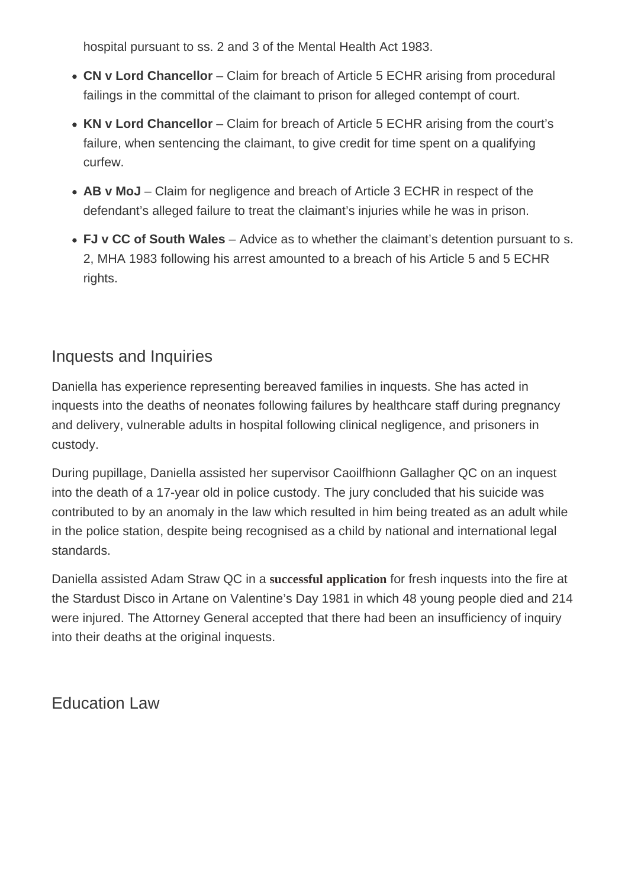hospital pursuant to ss. 2 and 3 of the Mental Health Act 1983.

- **CN v Lord Chancellor** – Claim for breach of Article 5 ECHR arising from procedural failings in the committal of the claimant to prison for alleged contempt of court.
- **KN v Lord Chancellor** – Claim for breach of Article 5 ECHR arising from the court's failure, when sentencing the claimant, to give credit for time spent on a qualifying curfew.
- **AB v MoJ** – Claim for negligence and breach of Article 3 ECHR in respect of the defendant's alleged failure to treat the claimant's injuries while he was in prison.
- **FJ v CC of South Wales** – Advice as to whether the claimant's detention pursuant to s. 2, MHA 1983 following his arrest amounted to a breach of his Article 5 and 5 ECHR rights.

## Inquests and Inquiries

Daniella has experience representing bereaved families in inquests. She has acted in inquests into the deaths of neonates following failures by healthcare staff during pregnancy and delivery, vulnerable adults in hospital following clinical negligence, and prisoners in custody.

During pupillage, Daniella assisted her supervisor Caoilfhionn Gallagher QC on an inquest into the death of a 17-year old in police custody. The jury concluded that his suicide was contributed to by an anomaly in the law which resulted in him being treated as an adult while in the police station, despite being recognised as a child by national and international legal standards.

Daniella assisted Adam Straw QC in a **successful application** for fresh inquests into the fire at the Stardust Disco in Artane on Valentine's Day 1981 in which 48 young people died and 214 were injured. The Attorney General accepted that there had been an insufficiency of inquiry into their deaths at the original inquests.

## Education Law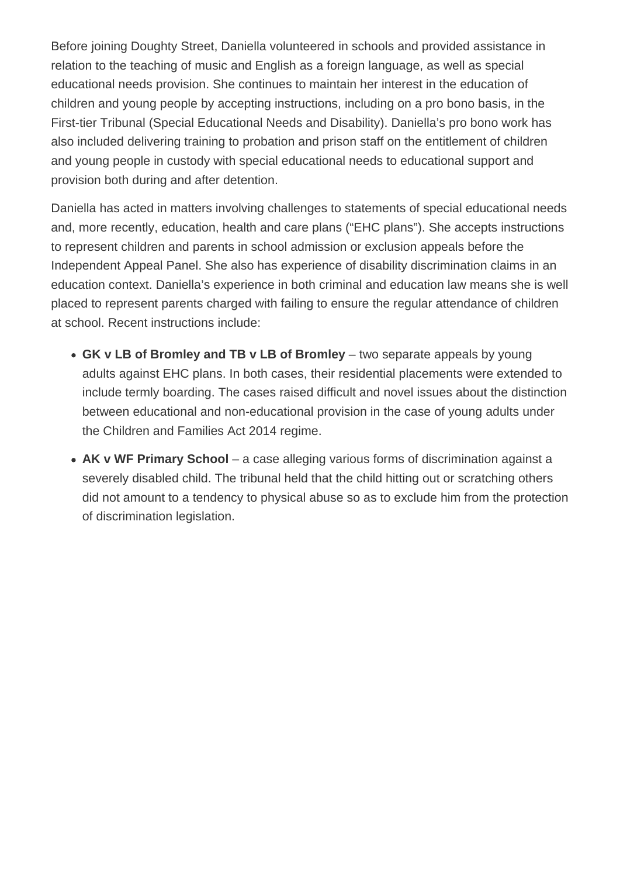Before joining Doughty Street, Daniella volunteered in schools and provided assistance in relation to the teaching of music and English as a foreign language, as well as special educational needs provision. She continues to maintain her interest in the education of children and young people by accepting instructions, including on a pro bono basis, in the First-tier Tribunal (Special Educational Needs and Disability). Daniella's pro bono work has also included delivering training to probation and prison staff on the entitlement of children and young people in custody with special educational needs to educational support and provision both during and after detention.

Daniella has acted in matters involving challenges to statements of special educational needs and, more recently, education, health and care plans ("EHC plans"). She accepts instructions to represent children and parents in school admission or exclusion appeals before the Independent Appeal Panel. She also has experience of disability discrimination claims in an education context. Daniella's experience in both criminal and education law means she is well placed to represent parents charged with failing to ensure the regular attendance of children at school. Recent instructions include:

- **GK v LB of Bromley and TB v LB of Bromley** – two separate appeals by young adults against EHC plans. In both cases, their residential placements were extended to include termly boarding. The cases raised difficult and novel issues about the distinction between educational and non-educational provision in the case of young adults under the Children and Families Act 2014 regime.
- **AK v WF Primary School** – a case alleging various forms of discrimination against a severely disabled child. The tribunal held that the child hitting out or scratching others did not amount to a tendency to physical abuse so as to exclude him from the protection of discrimination legislation.